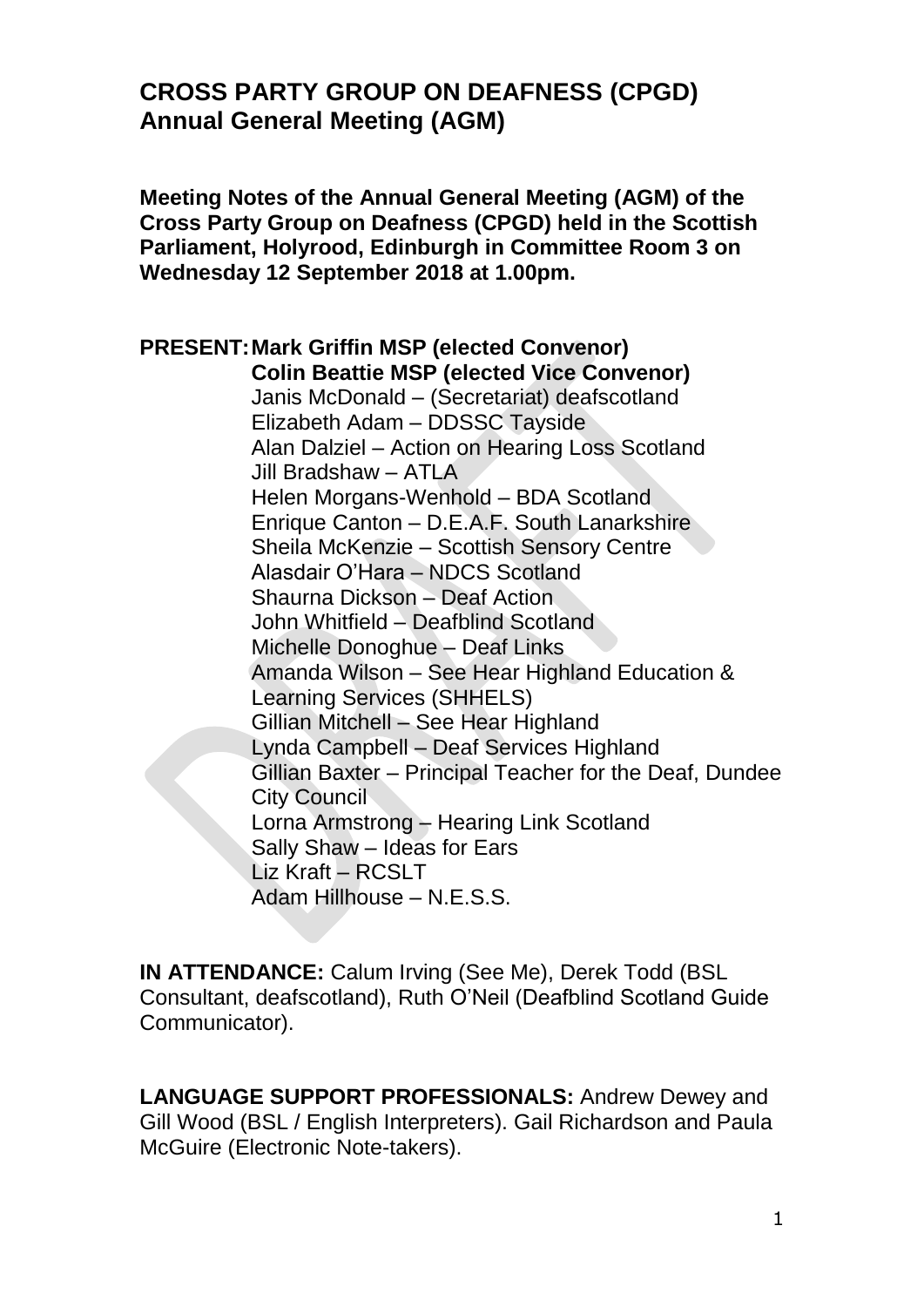# CROSS PARTY GROUP ON DEAFNESS (CPGD) Annual General Meeting (AGM)

**Meeting Notes of the Annual General Meeting (AGM) of the Cross Party Group on Deafness (CPGD) held in the Scottish Parliament, Holyrood, Edinburgh in Committee Room 3 on Wednesday 12 September 2018 at 1.00pm.**

**PRESENT:** **Mark Griffin MSP (elected Convenor)**
**Colin Beattie MSP (elected Vice Convenor)**
Janis McDonald – (Secretariat) deafscotland
Elizabeth Adam – DDSSC Tayside
Alan Dalziel – Action on Hearing Loss Scotland
Jill Bradshaw – ATLA
Helen Morgans-Wenhold – BDA Scotland
Enrique Canton – D.E.A.F. South Lanarkshire
Sheila McKenzie – Scottish Sensory Centre
Alasdair O'Hara – NDCS Scotland
Shaurna Dickson – Deaf Action
John Whitfield – Deafblind Scotland
Michelle Donoghue – Deaf Links
Amanda Wilson – See Hear Highland Education & Learning Services (SHHELS)
Gillian Mitchell – See Hear Highland
Lynda Campbell – Deaf Services Highland
Gillian Baxter – Principal Teacher for the Deaf, Dundee City Council
Lorna Armstrong – Hearing Link Scotland
Sally Shaw – Ideas for Ears
Liz Kraft – RCSLT
Adam Hillhouse – N.E.S.S.

**IN ATTENDANCE:** Calum Irving (See Me), Derek Todd (BSL Consultant, deafscotland), Ruth O'Neil (Deafblind Scotland Guide Communicator).

**LANGUAGE SUPPORT PROFESSIONALS:** Andrew Dewey and Gill Wood (BSL / English Interpreters). Gail Richardson and Paula McGuire (Electronic Note-takers).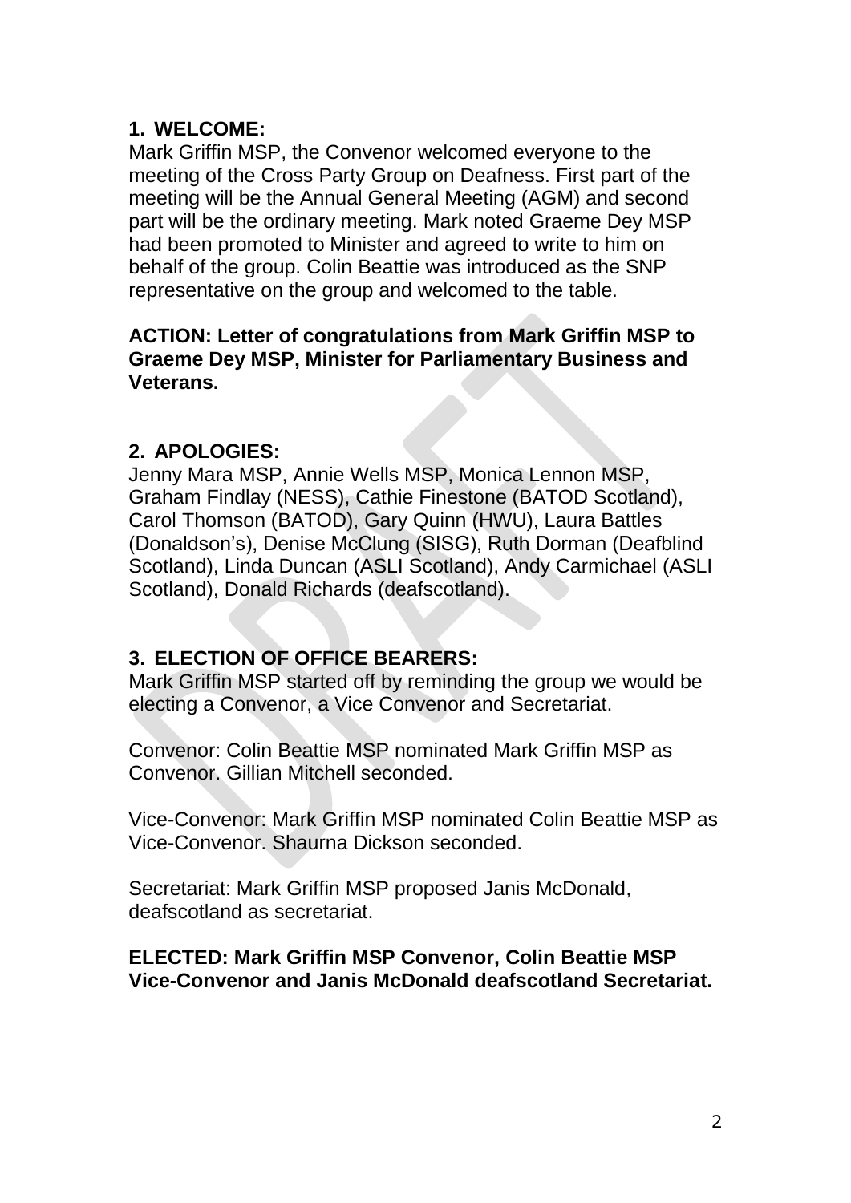## 1. WELCOME:

Mark Griffin MSP, the Convenor welcomed everyone to the meeting of the Cross Party Group on Deafness. First part of the meeting will be the Annual General Meeting (AGM) and second part will be the ordinary meeting. Mark noted Graeme Dey MSP had been promoted to Minister and agreed to write to him on behalf of the group. Colin Beattie was introduced as the SNP representative on the group and welcomed to the table.

**ACTION: Letter of congratulations from Mark Griffin MSP to Graeme Dey MSP, Minister for Parliamentary Business and Veterans.**

## 2. APOLOGIES:

Jenny Mara MSP, Annie Wells MSP, Monica Lennon MSP, Graham Findlay (NESS), Cathie Finestone (BATOD Scotland), Carol Thomson (BATOD), Gary Quinn (HWU), Laura Battles (Donaldson's), Denise McClung (SISG), Ruth Dorman (Deafblind Scotland), Linda Duncan (ASLI Scotland), Andy Carmichael (ASLI Scotland), Donald Richards (deafscotland).

## 3. ELECTION OF OFFICE BEARERS:

Mark Griffin MSP started off by reminding the group we would be electing a Convenor, a Vice Convenor and Secretariat.

Convenor: Colin Beattie MSP nominated Mark Griffin MSP as Convenor. Gillian Mitchell seconded.

Vice-Convenor: Mark Griffin MSP nominated Colin Beattie MSP as Vice-Convenor. Shaurna Dickson seconded.

Secretariat: Mark Griffin MSP proposed Janis McDonald, deafscotland as secretariat.

**ELECTED: Mark Griffin MSP Convenor, Colin Beattie MSP Vice-Convenor and Janis McDonald deafscotland Secretariat.**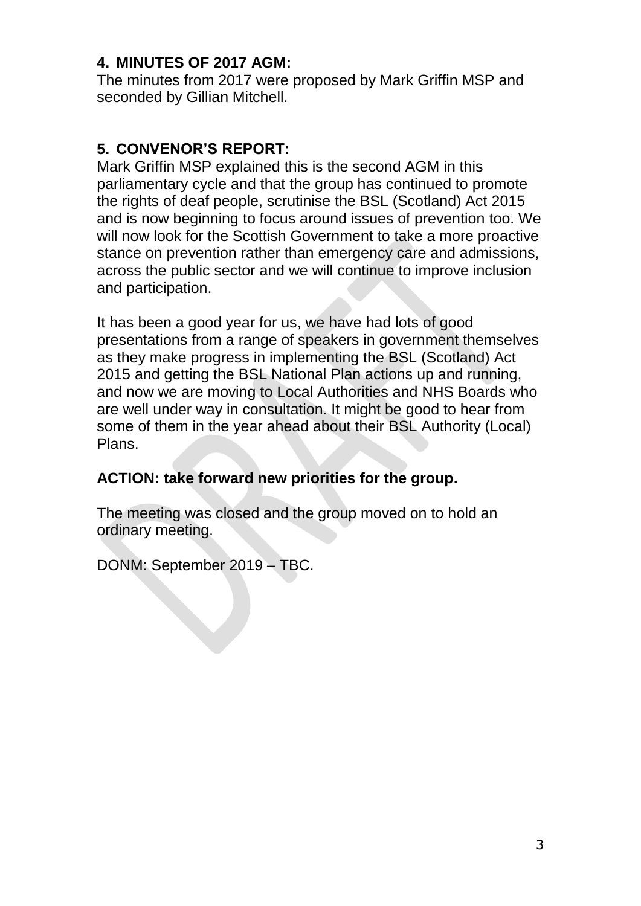## 4. MINUTES OF 2017 AGM:

The minutes from 2017 were proposed by Mark Griffin MSP and seconded by Gillian Mitchell.

## 5. CONVENOR'S REPORT:

Mark Griffin MSP explained this is the second AGM in this parliamentary cycle and that the group has continued to promote the rights of deaf people, scrutinise the BSL (Scotland) Act 2015 and is now beginning to focus around issues of prevention too. We will now look for the Scottish Government to take a more proactive stance on prevention rather than emergency care and admissions, across the public sector and we will continue to improve inclusion and participation.

It has been a good year for us, we have had lots of good presentations from a range of speakers in government themselves as they make progress in implementing the BSL (Scotland) Act 2015 and getting the BSL National Plan actions up and running, and now we are moving to Local Authorities and NHS Boards who are well under way in consultation. It might be good to hear from some of them in the year ahead about their BSL Authority (Local) Plans.

**ACTION: take forward new priorities for the group.**

The meeting was closed and the group moved on to hold an ordinary meeting.

DONM: September 2019 – TBC.